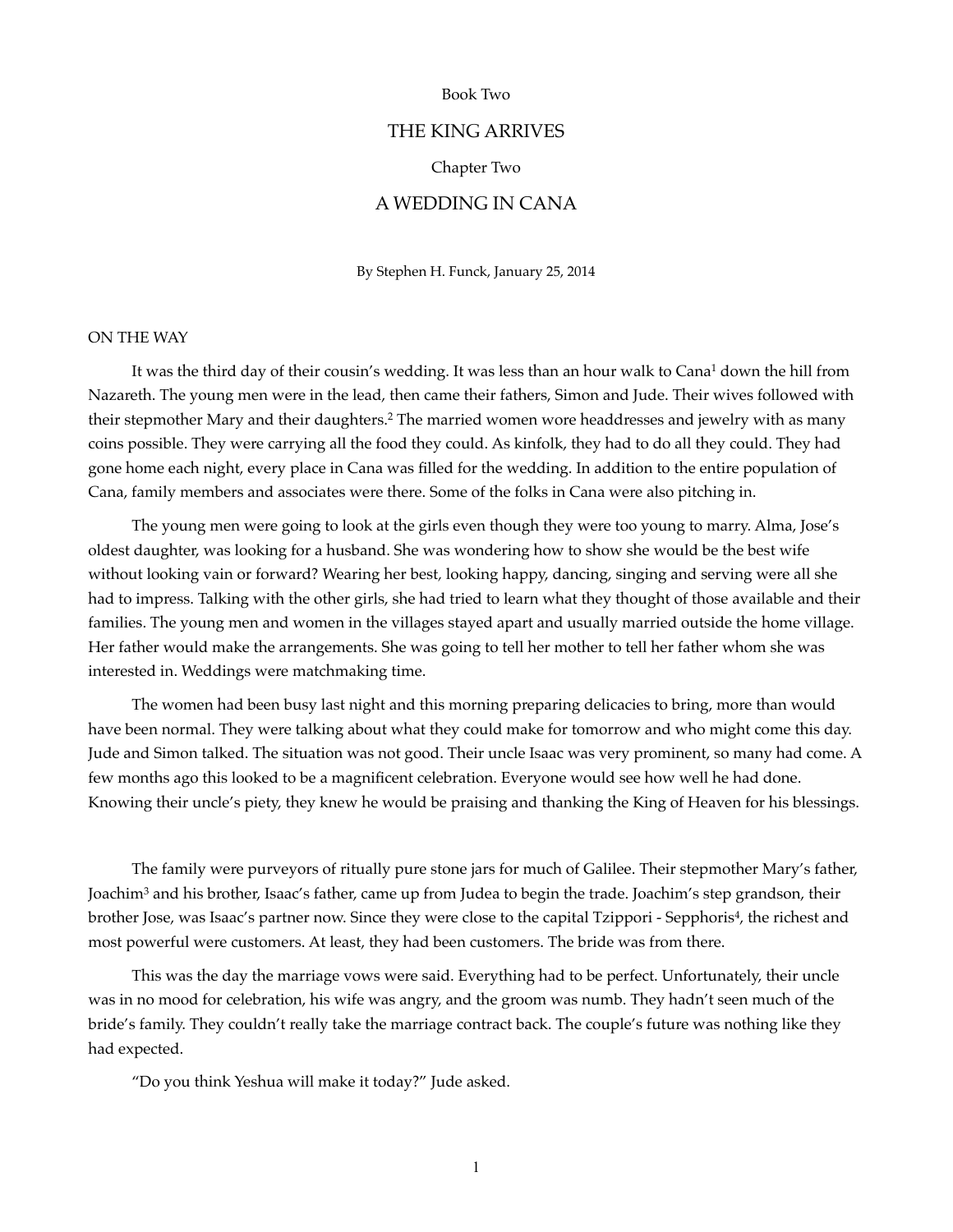Book Two

# THE KING ARRIVES

Chapter Two

# A WEDDING IN CANA

By Stephen H. Funck, January 25, 2014

## ON THE WAY

It was the third day of their cousin's wedding. It was less than an hour walk to Cana[1] down the hill from Nazareth. The young men were in the lead, then came their fathers, Simon and Jude. Their wives followed with their stepmother Mary and their daughters.[2] The married women wore headdresses and jewelry with as many coins possible. They were carrying all the food they could. As kinfolk, they had to do all they could. They had gone home each night, every place in Cana was filled for the wedding. In addition to the entire population of Cana, family members and associates were there. Some of the folks in Cana were also pitching in.

The young men were going to look at the girls even though they were too young to marry. Alma, Jose's oldest daughter, was looking for a husband. She was wondering how to show she would be the best wife without looking vain or forward? Wearing her best, looking happy, dancing, singing and serving were all she had to impress. Talking with the other girls, she had tried to learn what they thought of those available and their families. The young men and women in the villages stayed apart and usually married outside the home village. Her father would make the arrangements. She was going to tell her mother to tell her father whom she was interested in. Weddings were matchmaking time.

The women had been busy last night and this morning preparing delicacies to bring, more than would have been normal. They were talking about what they could make for tomorrow and who might come this day. Jude and Simon talked. The situation was not good. Their uncle Isaac was very prominent, so many had come. A few months ago this looked to be a magnificent celebration. Everyone would see how well he had done. Knowing their uncle's piety, they knew he would be praising and thanking the King of Heaven for his blessings.

The family were purveyors of ritually pure stone jars for much of Galilee. Their stepmother Mary's father, Joachim[3] and his brother, Isaac's father, came up from Judea to begin the trade. Joachim's step grandson, their brother Jose, was Isaac's partner now. Since they were close to the capital Tzippori - Sepphoris[4], the richest and most powerful were customers. At least, they had been customers. The bride was from there.

This was the day the marriage vows were said. Everything had to be perfect. Unfortunately, their uncle was in no mood for celebration, his wife was angry, and the groom was numb. They hadn't seen much of the bride's family. They couldn't really take the marriage contract back. The couple's future was nothing like they had expected.

"Do you think Yeshua will make it today?" Jude asked.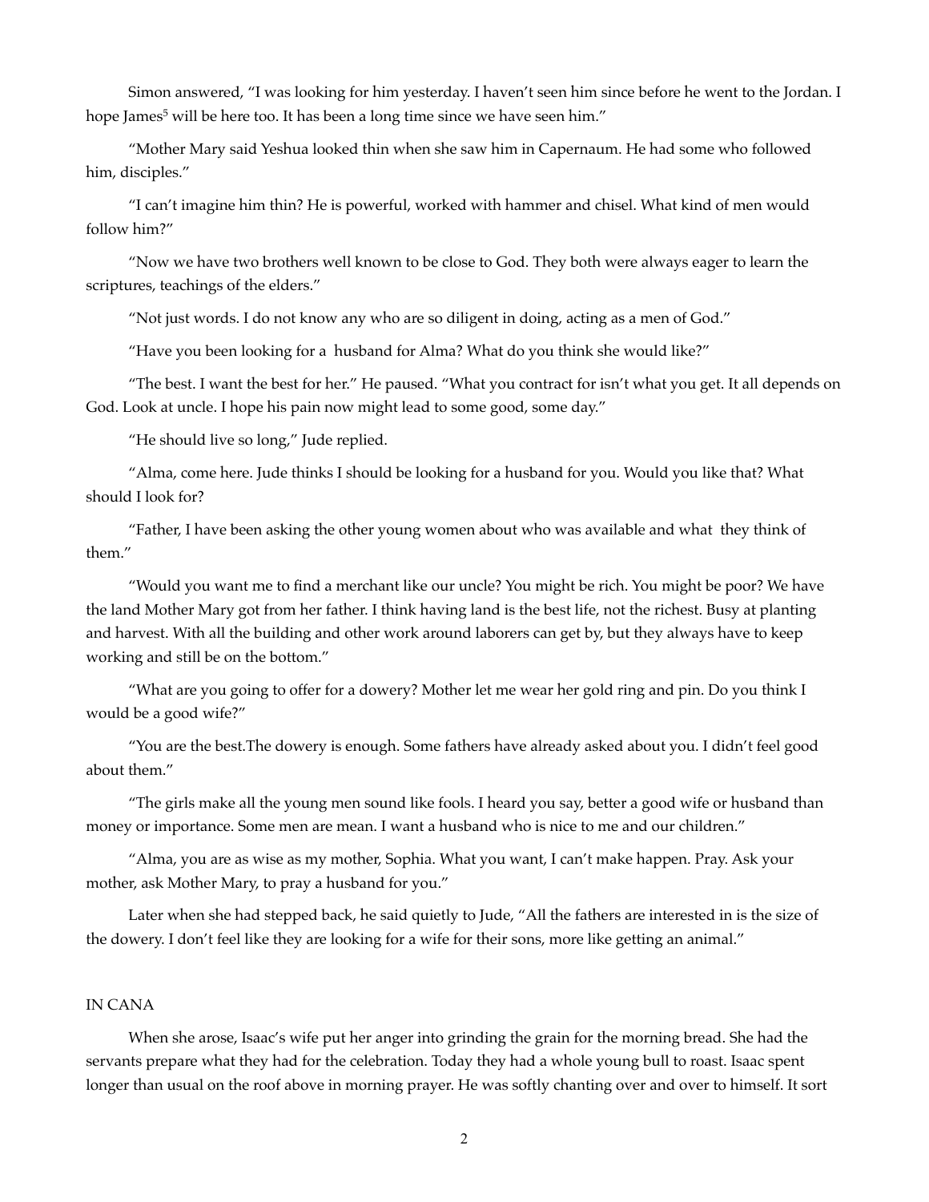Simon answered, “I was looking for him yesterday. I haven’t seen him since before he went to the Jordan. I hope James[5] will be here too. It has been a long time since we have seen him.”

“Mother Mary said Yeshua looked thin when she saw him in Capernaum. He had some who followed him, disciples.”

“I can’t imagine him thin? He is powerful, worked with hammer and chisel. What kind of men would follow him?”

“Now we have two brothers well known to be close to God. They both were always eager to learn the scriptures, teachings of the elders.”

“Not just words. I do not know any who are so diligent in doing, acting as a men of God.”

“Have you been looking for a husband for Alma? What do you think she would like?”

“The best. I want the best for her.” He paused. “What you contract for isn’t what you get. It all depends on God. Look at uncle. I hope his pain now might lead to some good, some day.”

“He should live so long,” Jude replied.

“Alma, come here. Jude thinks I should be looking for a husband for you. Would you like that? What should I look for?

“Father, I have been asking the other young women about who was available and what they think of them.”

“Would you want me to find a merchant like our uncle? You might be rich. You might be poor? We have the land Mother Mary got from her father. I think having land is the best life, not the richest. Busy at planting and harvest. With all the building and other work around laborers can get by, but they always have to keep working and still be on the bottom.”

“What are you going to offer for a dowery? Mother let me wear her gold ring and pin. Do you think I would be a good wife?”

“You are the best.The dowery is enough. Some fathers have already asked about you. I didn’t feel good about them.”

“The girls make all the young men sound like fools. I heard you say, better a good wife or husband than money or importance. Some men are mean. I want a husband who is nice to me and our children.”

“Alma, you are as wise as my mother, Sophia. What you want, I can’t make happen. Pray. Ask your mother, ask Mother Mary, to pray a husband for you.”

Later when she had stepped back, he said quietly to Jude, “All the fathers are interested in is the size of the dowery. I don’t feel like they are looking for a wife for their sons, more like getting an animal.”

IN CANA

When she arose, Isaac’s wife put her anger into grinding the grain for the morning bread. She had the servants prepare what they had for the celebration. Today they had a whole young bull to roast. Isaac spent longer than usual on the roof above in morning prayer. He was softly chanting over and over to himself. It sort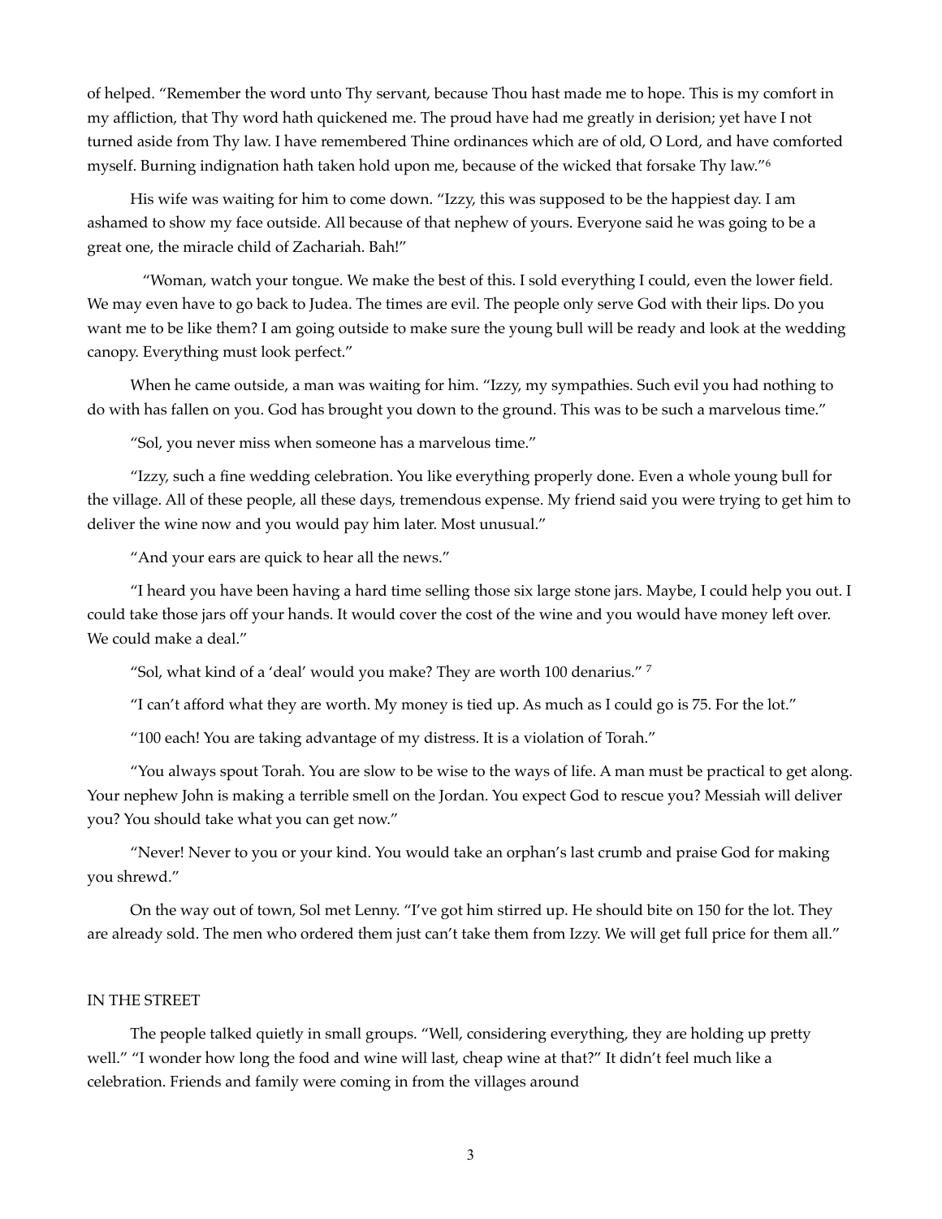of helped. "Remember the word unto Thy servant, because Thou hast made me to hope. This is my comfort in my affliction, that Thy word hath quickened me. The proud have had me greatly in derision; yet have I not turned aside from Thy law. I have remembered Thine ordinances which are of old, O Lord, and have comforted myself. Burning indignation hath taken hold upon me, because of the wicked that forsake Thy law."[6]

His wife was waiting for him to come down. "Izzy, this was supposed to be the happiest day. I am ashamed to show my face outside. All because of that nephew of yours. Everyone said he was going to be a great one, the miracle child of Zachariah. Bah!"

"Woman, watch your tongue. We make the best of this. I sold everything I could, even the lower field. We may even have to go back to Judea. The times are evil. The people only serve God with their lips. Do you want me to be like them? I am going outside to make sure the young bull will be ready and look at the wedding canopy. Everything must look perfect."

When he came outside, a man was waiting for him. "Izzy, my sympathies. Such evil you had nothing to do with has fallen on you. God has brought you down to the ground. This was to be such a marvelous time."

"Sol, you never miss when someone has a marvelous time."

"Izzy, such a fine wedding celebration. You like everything properly done. Even a whole young bull for the village. All of these people, all these days, tremendous expense. My friend said you were trying to get him to deliver the wine now and you would pay him later. Most unusual."

"And your ears are quick to hear all the news."

"I heard you have been having a hard time selling those six large stone jars. Maybe, I could help you out. I could take those jars off your hands. It would cover the cost of the wine and you would have money left over. We could make a deal."

"Sol, what kind of a 'deal' would you make? They are worth 100 denarius." [7]

"I can't afford what they are worth. My money is tied up. As much as I could go is 75. For the lot."

"100 each! You are taking advantage of my distress. It is a violation of Torah."

"You always spout Torah. You are slow to be wise to the ways of life. A man must be practical to get along. Your nephew John is making a terrible smell on the Jordan. You expect God to rescue you? Messiah will deliver you? You should take what you can get now."

"Never! Never to you or your kind. You would take an orphan's last crumb and praise God for making you shrewd."

On the way out of town, Sol met Lenny. "I've got him stirred up. He should bite on 150 for the lot. They are already sold. The men who ordered them just can't take them from Izzy. We will get full price for them all."

IN THE STREET

The people talked quietly in small groups. "Well, considering everything, they are holding up pretty well." "I wonder how long the food and wine will last, cheap wine at that?" It didn't feel much like a celebration. Friends and family were coming in from the villages around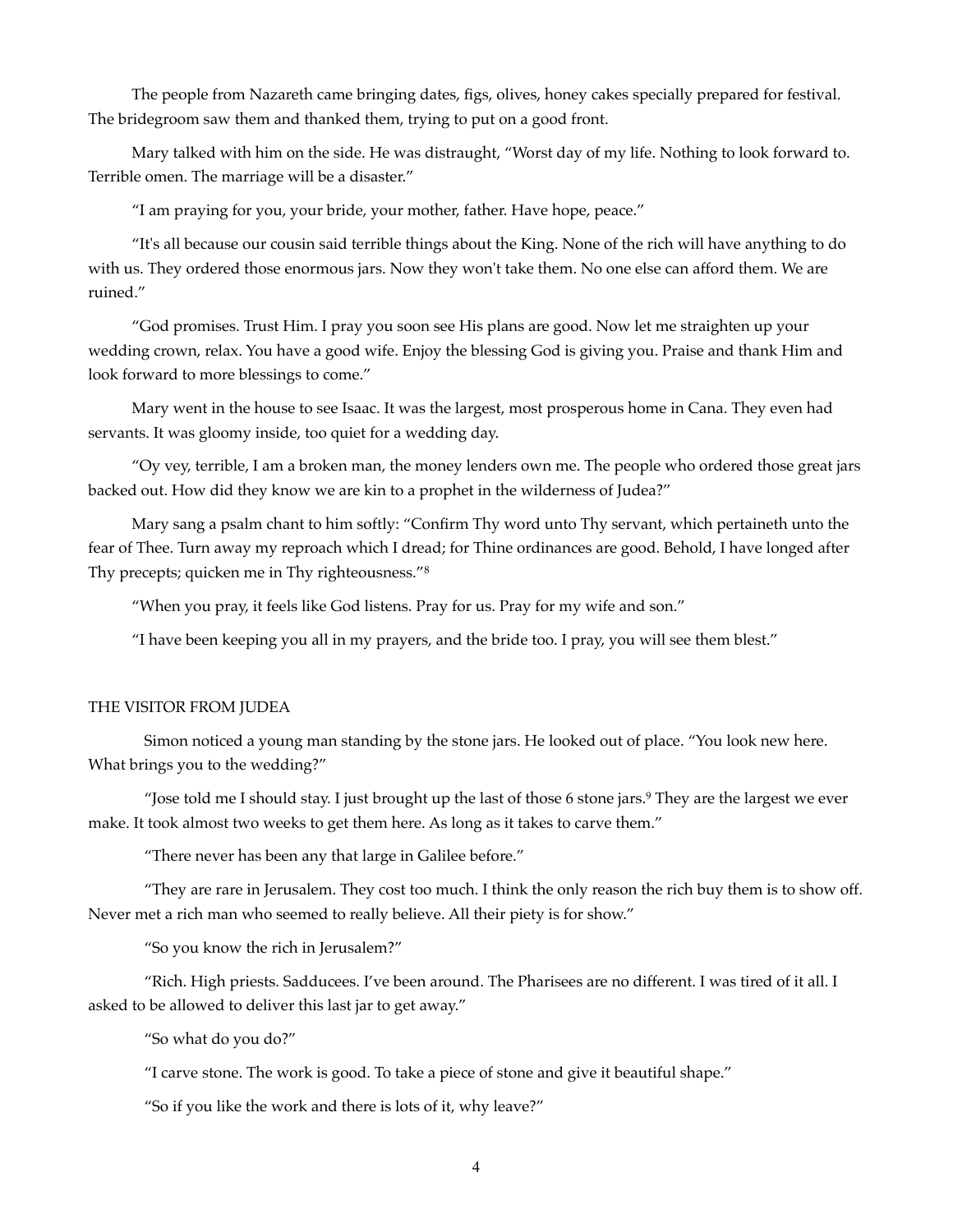The people from Nazareth came bringing dates, figs, olives, honey cakes specially prepared for festival. The bridegroom saw them and thanked them, trying to put on a good front.

Mary talked with him on the side. He was distraught, "Worst day of my life. Nothing to look forward to. Terrible omen. The marriage will be a disaster."

"I am praying for you, your bride, your mother, father. Have hope, peace."

"It's all because our cousin said terrible things about the King. None of the rich will have anything to do with us. They ordered those enormous jars. Now they won't take them. No one else can afford them. We are ruined."

"God promises. Trust Him. I pray you soon see His plans are good. Now let me straighten up your wedding crown, relax. You have a good wife. Enjoy the blessing God is giving you. Praise and thank Him and look forward to more blessings to come."

Mary went in the house to see Isaac. It was the largest, most prosperous home in Cana. They even had servants. It was gloomy inside, too quiet for a wedding day.

"Oy vey, terrible, I am a broken man, the money lenders own me. The people who ordered those great jars backed out. How did they know we are kin to a prophet in the wilderness of Judea?"

Mary sang a psalm chant to him softly: "Confirm Thy word unto Thy servant, which pertaineth unto the fear of Thee. Turn away my reproach which I dread; for Thine ordinances are good. Behold, I have longed after Thy precepts; quicken me in Thy righteousness."[8]

"When you pray, it feels like God listens. Pray for us. Pray for my wife and son."

"I have been keeping you all in my prayers, and the bride too. I pray, you will see them blest."

## THE VISITOR FROM JUDEA

Simon noticed a young man standing by the stone jars. He looked out of place. "You look new here. What brings you to the wedding?"

"Jose told me I should stay. I just brought up the last of those 6 stone jars.[9] They are the largest we ever make. It took almost two weeks to get them here. As long as it takes to carve them."

"There never has been any that large in Galilee before."

"They are rare in Jerusalem. They cost too much. I think the only reason the rich buy them is to show off. Never met a rich man who seemed to really believe. All their piety is for show."

"So you know the rich in Jerusalem?"

"Rich. High priests. Sadducees. I've been around. The Pharisees are no different. I was tired of it all. I asked to be allowed to deliver this last jar to get away."

"So what do you do?"

"I carve stone. The work is good. To take a piece of stone and give it beautiful shape."

"So if you like the work and there is lots of it, why leave?"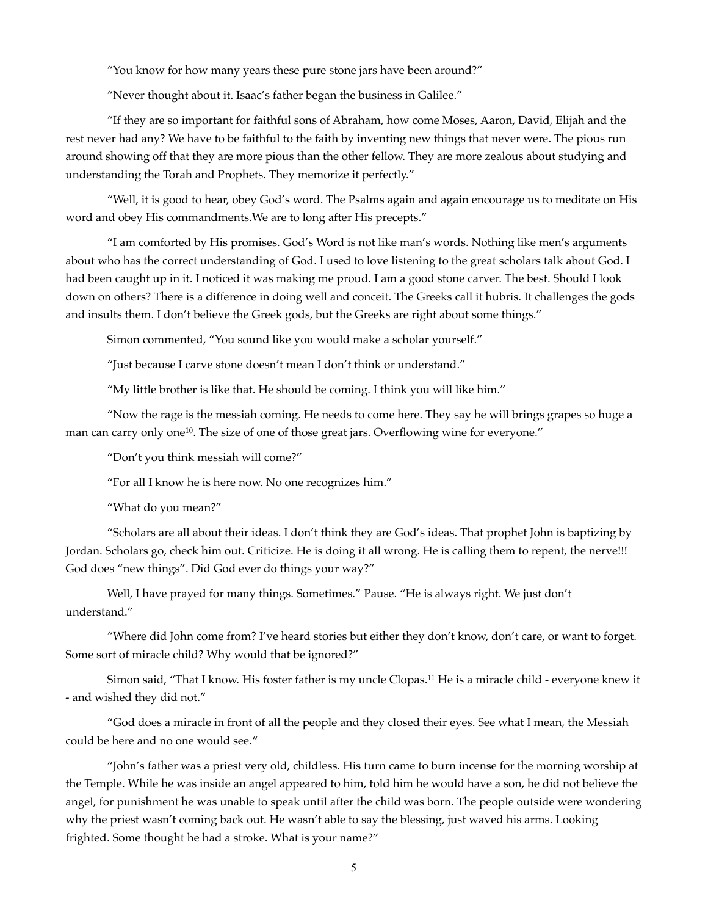"You know for how many years these pure stone jars have been around?"

"Never thought about it. Isaac's father began the business in Galilee."

"If they are so important for faithful sons of Abraham, how come Moses, Aaron, David, Elijah and the rest never had any? We have to be faithful to the faith by inventing new things that never were. The pious run around showing off that they are more pious than the other fellow. They are more zealous about studying and understanding the Torah and Prophets. They memorize it perfectly."

"Well, it is good to hear, obey God's word. The Psalms again and again encourage us to meditate on His word and obey His commandments.We are to long after His precepts."

"I am comforted by His promises. God's Word is not like man's words. Nothing like men's arguments about who has the correct understanding of God. I used to love listening to the great scholars talk about God. I had been caught up in it. I noticed it was making me proud. I am a good stone carver. The best. Should I look down on others? There is a difference in doing well and conceit. The Greeks call it hubris. It challenges the gods and insults them. I don't believe the Greek gods, but the Greeks are right about some things."

Simon commented, "You sound like you would make a scholar yourself."

"Just because I carve stone doesn't mean I don't think or understand."

"My little brother is like that. He should be coming. I think you will like him."

"Now the rage is the messiah coming. He needs to come here. They say he will brings grapes so huge a man can carry only one[10]. The size of one of those great jars. Overflowing wine for everyone."

"Don't you think messiah will come?"

"For all I know he is here now. No one recognizes him."

"What do you mean?"

"Scholars are all about their ideas. I don't think they are God's ideas. That prophet John is baptizing by Jordan. Scholars go, check him out. Criticize. He is doing it all wrong. He is calling them to repent, the nerve!!! God does "new things". Did God ever do things your way?"

Well, I have prayed for many things. Sometimes." Pause. "He is always right. We just don't understand."

"Where did John come from? I've heard stories but either they don't know, don't care, or want to forget. Some sort of miracle child? Why would that be ignored?"

Simon said, "That I know. His foster father is my uncle Clopas.[11] He is a miracle child - everyone knew it - and wished they did not."

"God does a miracle in front of all the people and they closed their eyes. See what I mean, the Messiah could be here and no one would see."

"John's father was a priest very old, childless. His turn came to burn incense for the morning worship at the Temple. While he was inside an angel appeared to him, told him he would have a son, he did not believe the angel, for punishment he was unable to speak until after the child was born. The people outside were wondering why the priest wasn't coming back out. He wasn't able to say the blessing, just waved his arms. Looking frighted. Some thought he had a stroke. What is your name?"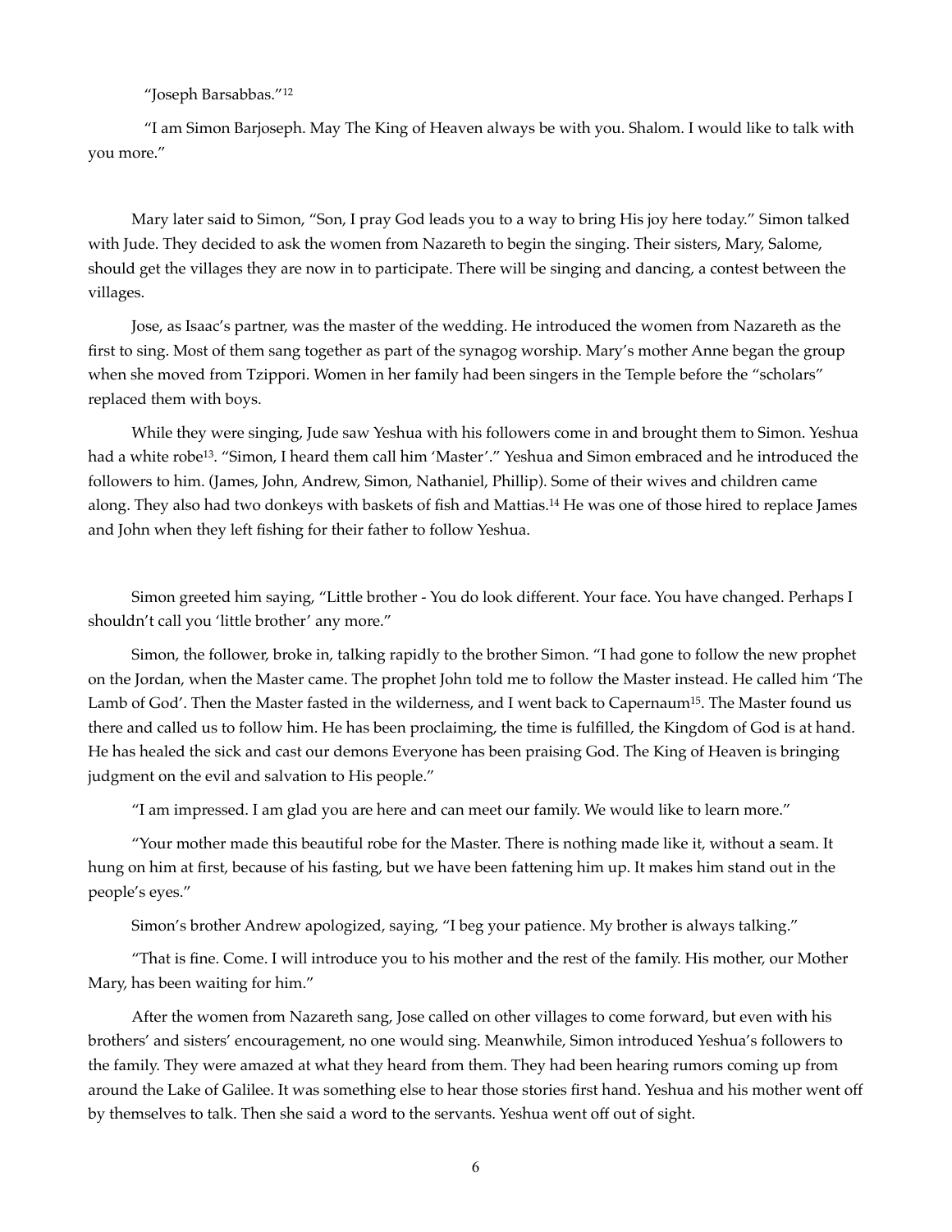"Joseph Barsabbas."[12]

"I am Simon Barjoseph. May The King of Heaven always be with you. Shalom. I would like to talk with you more."

Mary later said to Simon, "Son, I pray God leads you to a way to bring His joy here today." Simon talked with Jude. They decided to ask the women from Nazareth to begin the singing. Their sisters, Mary, Salome, should get the villages they are now in to participate. There will be singing and dancing, a contest between the villages.

Jose, as Isaac's partner, was the master of the wedding. He introduced the women from Nazareth as the first to sing. Most of them sang together as part of the synagog worship. Mary's mother Anne began the group when she moved from Tzippori. Women in her family had been singers in the Temple before the "scholars" replaced them with boys.

While they were singing, Jude saw Yeshua with his followers come in and brought them to Simon. Yeshua had a white robe[13]. "Simon, I heard them call him 'Master'." Yeshua and Simon embraced and he introduced the followers to him. (James, John, Andrew, Simon, Nathaniel, Phillip). Some of their wives and children came along. They also had two donkeys with baskets of fish and Mattias.[14] He was one of those hired to replace James and John when they left fishing for their father to follow Yeshua.

Simon greeted him saying, "Little brother - You do look different. Your face. You have changed. Perhaps I shouldn't call you 'little brother' any more."

Simon, the follower, broke in, talking rapidly to the brother Simon. "I had gone to follow the new prophet on the Jordan, when the Master came. The prophet John told me to follow the Master instead. He called him 'The Lamb of God'. Then the Master fasted in the wilderness, and I went back to Capernaum[15]. The Master found us there and called us to follow him. He has been proclaiming, the time is fulfilled, the Kingdom of God is at hand. He has healed the sick and cast our demons Everyone has been praising God. The King of Heaven is bringing judgment on the evil and salvation to His people."

"I am impressed. I am glad you are here and can meet our family. We would like to learn more."

"Your mother made this beautiful robe for the Master. There is nothing made like it, without a seam. It hung on him at first, because of his fasting, but we have been fattening him up. It makes him stand out in the people's eyes."

Simon's brother Andrew apologized, saying, "I beg your patience. My brother is always talking."

"That is fine. Come. I will introduce you to his mother and the rest of the family. His mother, our Mother Mary, has been waiting for him."

After the women from Nazareth sang, Jose called on other villages to come forward, but even with his brothers' and sisters' encouragement, no one would sing. Meanwhile, Simon introduced Yeshua's followers to the family. They were amazed at what they heard from them. They had been hearing rumors coming up from around the Lake of Galilee. It was something else to hear those stories first hand. Yeshua and his mother went off by themselves to talk. Then she said a word to the servants. Yeshua went off out of sight.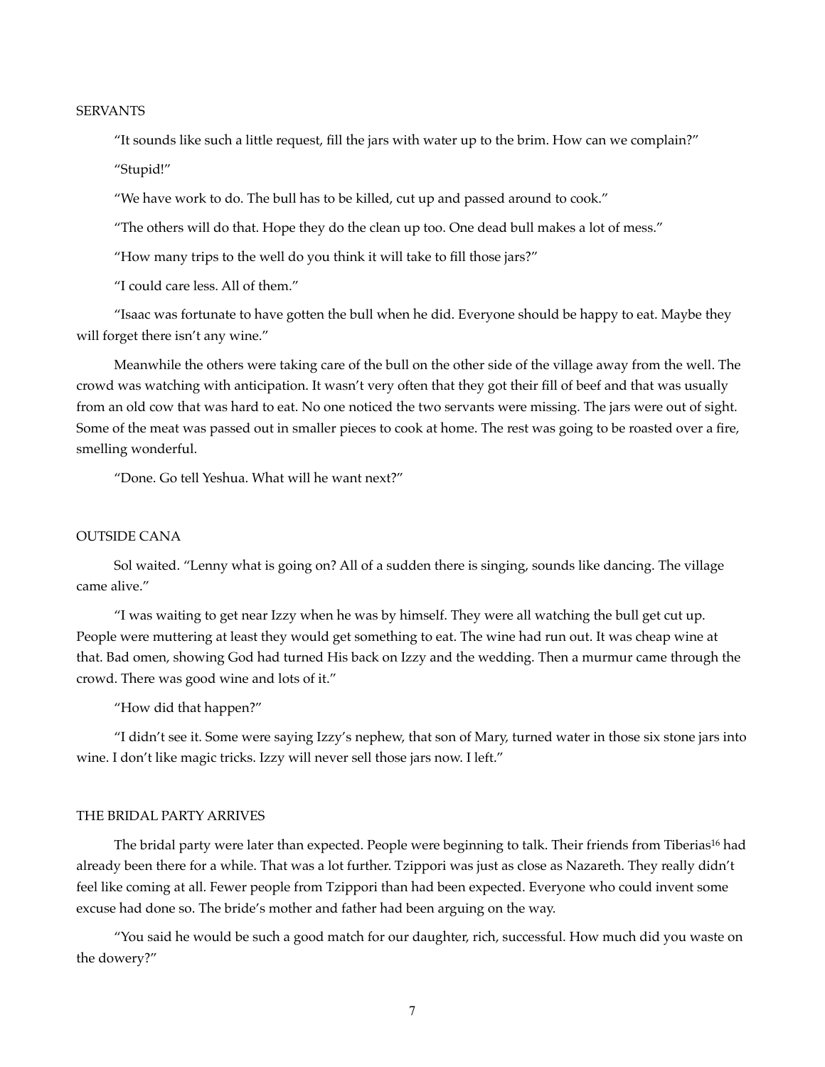## SERVANTS

"It sounds like such a little request, fill the jars with water up to the brim. How can we complain?"

"Stupid!"

"We have work to do. The bull has to be killed, cut up and passed around to cook."

"The others will do that. Hope they do the clean up too. One dead bull makes a lot of mess."

"How many trips to the well do you think it will take to fill those jars?"

"I could care less. All of them."

"Isaac was fortunate to have gotten the bull when he did. Everyone should be happy to eat. Maybe they will forget there isn't any wine."

Meanwhile the others were taking care of the bull on the other side of the village away from the well. The crowd was watching with anticipation. It wasn't very often that they got their fill of beef and that was usually from an old cow that was hard to eat. No one noticed the two servants were missing. The jars were out of sight. Some of the meat was passed out in smaller pieces to cook at home. The rest was going to be roasted over a fire, smelling wonderful.

"Done. Go tell Yeshua. What will he want next?"

## OUTSIDE CANA

Sol waited. "Lenny what is going on? All of a sudden there is singing, sounds like dancing. The village came alive."

"I was waiting to get near Izzy when he was by himself. They were all watching the bull get cut up. People were muttering at least they would get something to eat. The wine had run out. It was cheap wine at that. Bad omen, showing God had turned His back on Izzy and the wedding. Then a murmur came through the crowd. There was good wine and lots of it."

"How did that happen?"

"I didn't see it. Some were saying Izzy's nephew, that son of Mary, turned water in those six stone jars into wine. I don't like magic tricks. Izzy will never sell those jars now. I left."

## THE BRIDAL PARTY ARRIVES

The bridal party were later than expected. People were beginning to talk. Their friends from Tiberias[16] had already been there for a while. That was a lot further. Tzippori was just as close as Nazareth. They really didn't feel like coming at all. Fewer people from Tzippori than had been expected. Everyone who could invent some excuse had done so. The bride's mother and father had been arguing on the way.

"You said he would be such a good match for our daughter, rich, successful. How much did you waste on the dowery?"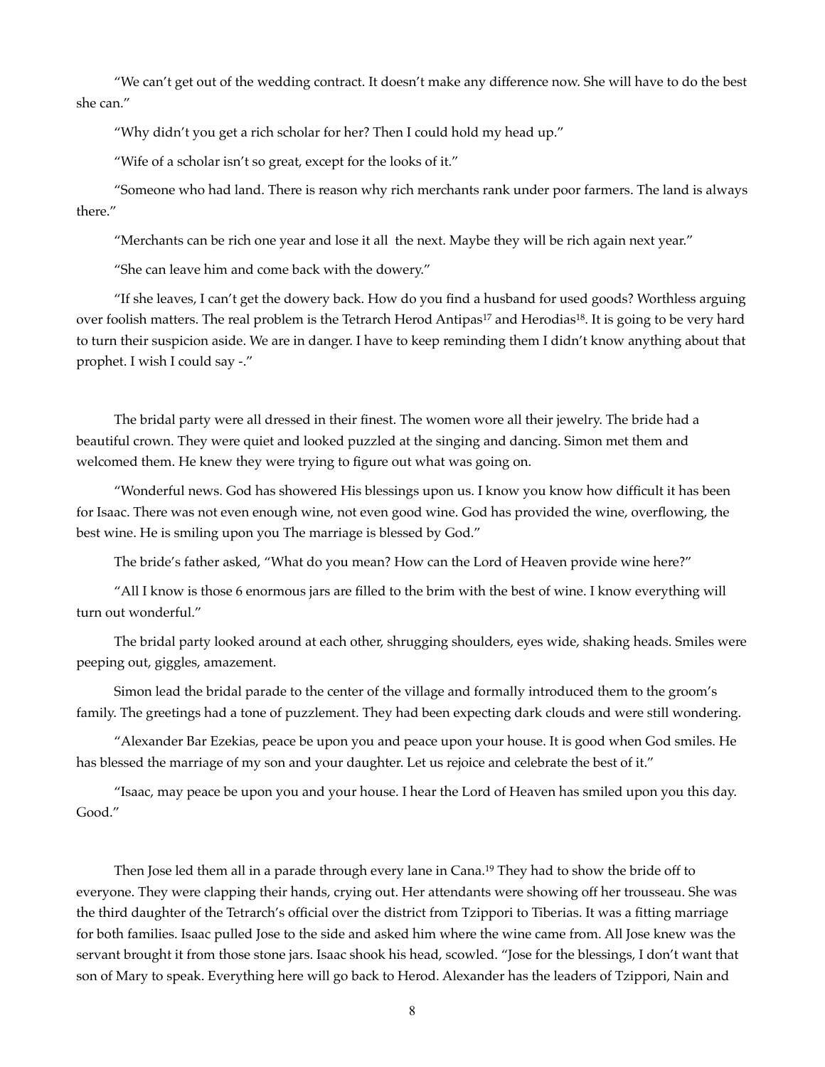"We can't get out of the wedding contract. It doesn't make any difference now. She will have to do the best she can."

"Why didn't you get a rich scholar for her? Then I could hold my head up."

"Wife of a scholar isn't so great, except for the looks of it."

"Someone who had land. There is reason why rich merchants rank under poor farmers. The land is always there."

"Merchants can be rich one year and lose it all the next. Maybe they will be rich again next year."

"She can leave him and come back with the dowery."

"If she leaves, I can't get the dowery back. How do you find a husband for used goods? Worthless arguing over foolish matters. The real problem is the Tetrarch Herod Antipas[17] and Herodias[18]. It is going to be very hard to turn their suspicion aside. We are in danger. I have to keep reminding them I didn't know anything about that prophet. I wish I could say -."

The bridal party were all dressed in their finest. The women wore all their jewelry. The bride had a beautiful crown. They were quiet and looked puzzled at the singing and dancing. Simon met them and welcomed them. He knew they were trying to figure out what was going on.

"Wonderful news. God has showered His blessings upon us. I know you know how difficult it has been for Isaac. There was not even enough wine, not even good wine. God has provided the wine, overflowing, the best wine. He is smiling upon you The marriage is blessed by God."

The bride's father asked, "What do you mean? How can the Lord of Heaven provide wine here?"

"All I know is those 6 enormous jars are filled to the brim with the best of wine. I know everything will turn out wonderful."

The bridal party looked around at each other, shrugging shoulders, eyes wide, shaking heads. Smiles were peeping out, giggles, amazement.

Simon lead the bridal parade to the center of the village and formally introduced them to the groom's family. The greetings had a tone of puzzlement. They had been expecting dark clouds and were still wondering.

"Alexander Bar Ezekias, peace be upon you and peace upon your house. It is good when God smiles. He has blessed the marriage of my son and your daughter. Let us rejoice and celebrate the best of it."

"Isaac, may peace be upon you and your house. I hear the Lord of Heaven has smiled upon you this day. Good."

Then Jose led them all in a parade through every lane in Cana.[19] They had to show the bride off to everyone. They were clapping their hands, crying out. Her attendants were showing off her trousseau. She was the third daughter of the Tetrarch's official over the district from Tzippori to Tiberias. It was a fitting marriage for both families. Isaac pulled Jose to the side and asked him where the wine came from. All Jose knew was the servant brought it from those stone jars. Isaac shook his head, scowled. "Jose for the blessings, I don't want that son of Mary to speak. Everything here will go back to Herod. Alexander has the leaders of Tzippori, Nain and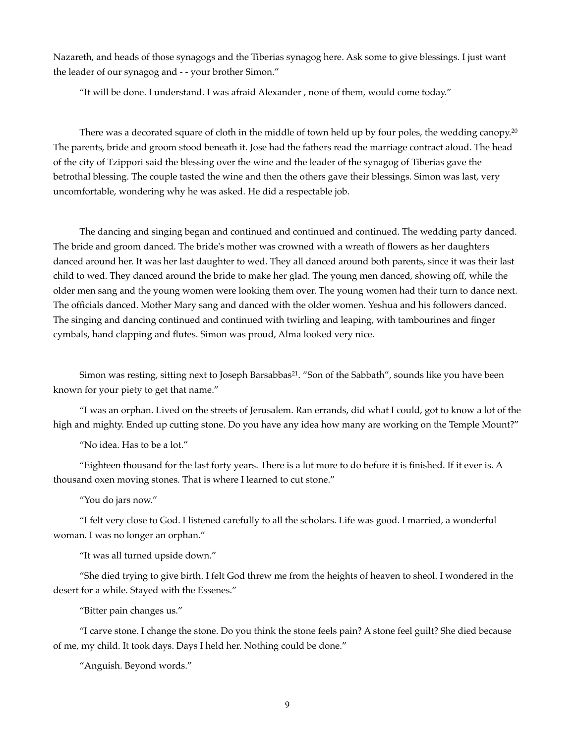Nazareth, and heads of those synagogs and the Tiberias synagog here. Ask some to give blessings. I just want the leader of our synagog and - - your brother Simon."

"It will be done. I understand. I was afraid Alexander , none of them, would come today."

There was a decorated square of cloth in the middle of town held up by four poles, the wedding canopy.[20] The parents, bride and groom stood beneath it. Jose had the fathers read the marriage contract aloud. The head of the city of Tzippori said the blessing over the wine and the leader of the synagog of Tiberias gave the betrothal blessing. The couple tasted the wine and then the others gave their blessings. Simon was last, very uncomfortable, wondering why he was asked. He did a respectable job.

The dancing and singing began and continued and continued and continued. The wedding party danced. The bride and groom danced. The bride's mother was crowned with a wreath of flowers as her daughters danced around her. It was her last daughter to wed. They all danced around both parents, since it was their last child to wed. They danced around the bride to make her glad. The young men danced, showing off, while the older men sang and the young women were looking them over. The young women had their turn to dance next. The officials danced. Mother Mary sang and danced with the older women. Yeshua and his followers danced. The singing and dancing continued and continued with twirling and leaping, with tambourines and finger cymbals, hand clapping and flutes. Simon was proud, Alma looked very nice.

Simon was resting, sitting next to Joseph Barsabbas[21]. "Son of the Sabbath", sounds like you have been known for your piety to get that name."

"I was an orphan. Lived on the streets of Jerusalem. Ran errands, did what I could, got to know a lot of the high and mighty. Ended up cutting stone. Do you have any idea how many are working on the Temple Mount?"

"No idea. Has to be a lot."

"Eighteen thousand for the last forty years. There is a lot more to do before it is finished. If it ever is. A thousand oxen moving stones. That is where I learned to cut stone."

"You do jars now."

"I felt very close to God. I listened carefully to all the scholars. Life was good. I married, a wonderful woman. I was no longer an orphan."

"It was all turned upside down."

"She died trying to give birth. I felt God threw me from the heights of heaven to sheol. I wondered in the desert for a while. Stayed with the Essenes."

"Bitter pain changes us."

"I carve stone. I change the stone. Do you think the stone feels pain? A stone feel guilt? She died because of me, my child. It took days. Days I held her. Nothing could be done."

"Anguish. Beyond words."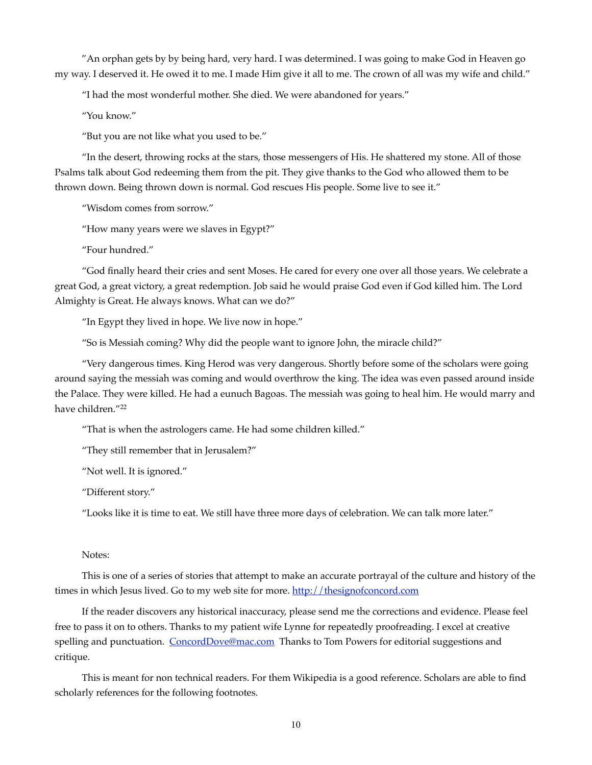"An orphan gets by by being hard, very hard. I was determined. I was going to make God in Heaven go my way. I deserved it. He owed it to me. I made Him give it all to me. The crown of all was my wife and child."

"I had the most wonderful mother. She died. We were abandoned for years."

"You know."

"But you are not like what you used to be."

"In the desert, throwing rocks at the stars, those messengers of His. He shattered my stone. All of those Psalms talk about God redeeming them from the pit. They give thanks to the God who allowed them to be thrown down. Being thrown down is normal. God rescues His people. Some live to see it."

"Wisdom comes from sorrow."

"How many years were we slaves in Egypt?"

"Four hundred."

"God finally heard their cries and sent Moses. He cared for every one over all those years. We celebrate a great God, a great victory, a great redemption. Job said he would praise God even if God killed him. The Lord Almighty is Great. He always knows. What can we do?"

"In Egypt they lived in hope. We live now in hope."

"So is Messiah coming? Why did the people want to ignore John, the miracle child?"

"Very dangerous times. King Herod was very dangerous. Shortly before some of the scholars were going around saying the messiah was coming and would overthrow the king. The idea was even passed around inside the Palace. They were killed. He had a eunuch Bagoas. The messiah was going to heal him. He would marry and have children."[22]

"That is when the astrologers came. He had some children killed."

"They still remember that in Jerusalem?"

"Not well. It is ignored."

"Different story."

"Looks like it is time to eat. We still have three more days of celebration. We can talk more later."

Notes:

This is one of a series of stories that attempt to make an accurate portrayal of the culture and history of the times in which Jesus lived. Go to my web site for more. [http://thesignofconcord.com](http://thesignofconcord.com)

If the reader discovers any historical inaccuracy, please send me the corrections and evidence. Please feel free to pass it on to others. Thanks to my patient wife Lynne for repeatedly proofreading. I excel at creative spelling and punctuation. [ConcordDove@mac.com](mailto:ConcordDove@mac.com) Thanks to Tom Powers for editorial suggestions and critique.

This is meant for non technical readers. For them Wikipedia is a good reference. Scholars are able to find scholarly references for the following footnotes.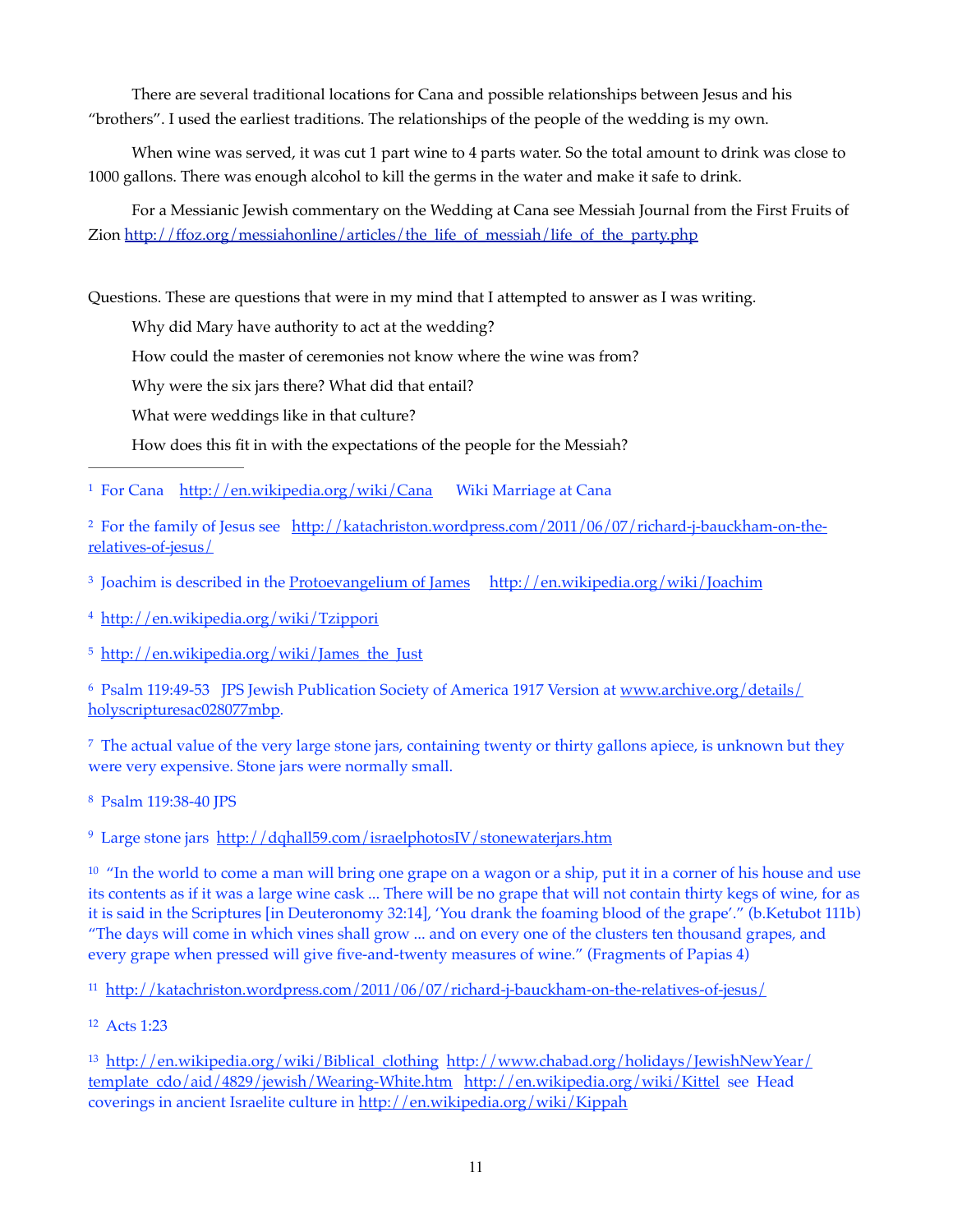There are several traditional locations for Cana and possible relationships between Jesus and his "brothers". I used the earliest traditions. The relationships of the people of the wedding is my own.

When wine was served, it was cut 1 part wine to 4 parts water. So the total amount to drink was close to 1000 gallons. There was enough alcohol to kill the germs in the water and make it safe to drink.

For a Messianic Jewish commentary on the Wedding at Cana see Messiah Journal from the First Fruits of Zion http://ffoz.org/messiahonline/articles/the_life_of_messiah/life_of_the_party.php

Questions. These are questions that were in my mind that I attempted to answer as I was writing.

Why did Mary have authority to act at the wedding?

How could the master of ceremonies not know where the wine was from?

Why were the six jars there? What did that entail?

What were weddings like in that culture?

How does this fit in with the expectations of the people for the Messiah?

---

[1] For Cana http://en.wikipedia.org/wiki/Cana Wiki Marriage at Cana

[2] For the family of Jesus see http://katachriston.wordpress.com/2011/06/07/richard-j-bauckham-on-the-relatives-of-jesus/

[3] Joachim is described in the Protoevangelium of James http://en.wikipedia.org/wiki/Joachim

[4] http://en.wikipedia.org/wiki/Tzippori

[5] http://en.wikipedia.org/wiki/James_the_Just

[6] Psalm 119:49-53 JPS Jewish Publication Society of America 1917 Version at www.archive.org/details/holyscripturesac028077mbp.

[7] The actual value of the very large stone jars, containing twenty or thirty gallons apiece, is unknown but they were very expensive. Stone jars were normally small.

[8] Psalm 119:38-40 JPS

[9] Large stone jars http://dqhall59.com/israelphotosIV/stonewaterjars.htm

[10] "In the world to come a man will bring one grape on a wagon or a ship, put it in a corner of his house and use its contents as if it was a large wine cask ... There will be no grape that will not contain thirty kegs of wine, for as it is said in the Scriptures [in Deuteronomy 32:14], 'You drank the foaming blood of the grape'." (b.Ketubot 111b) "The days will come in which vines shall grow ... and on every one of the clusters ten thousand grapes, and every grape when pressed will give five-and-twenty measures of wine." (Fragments of Papias 4)

[11] http://katachriston.wordpress.com/2011/06/07/richard-j-bauckham-on-the-relatives-of-jesus/

[12] Acts 1:23

[13] http://en.wikipedia.org/wiki/Biblical_clothing http://www.chabad.org/holidays/JewishNewYear/template_cdo/aid/4829/jewish/Wearing-White.htm http://en.wikipedia.org/wiki/Kittel see Head coverings in ancient Israelite culture in http://en.wikipedia.org/wiki/Kippah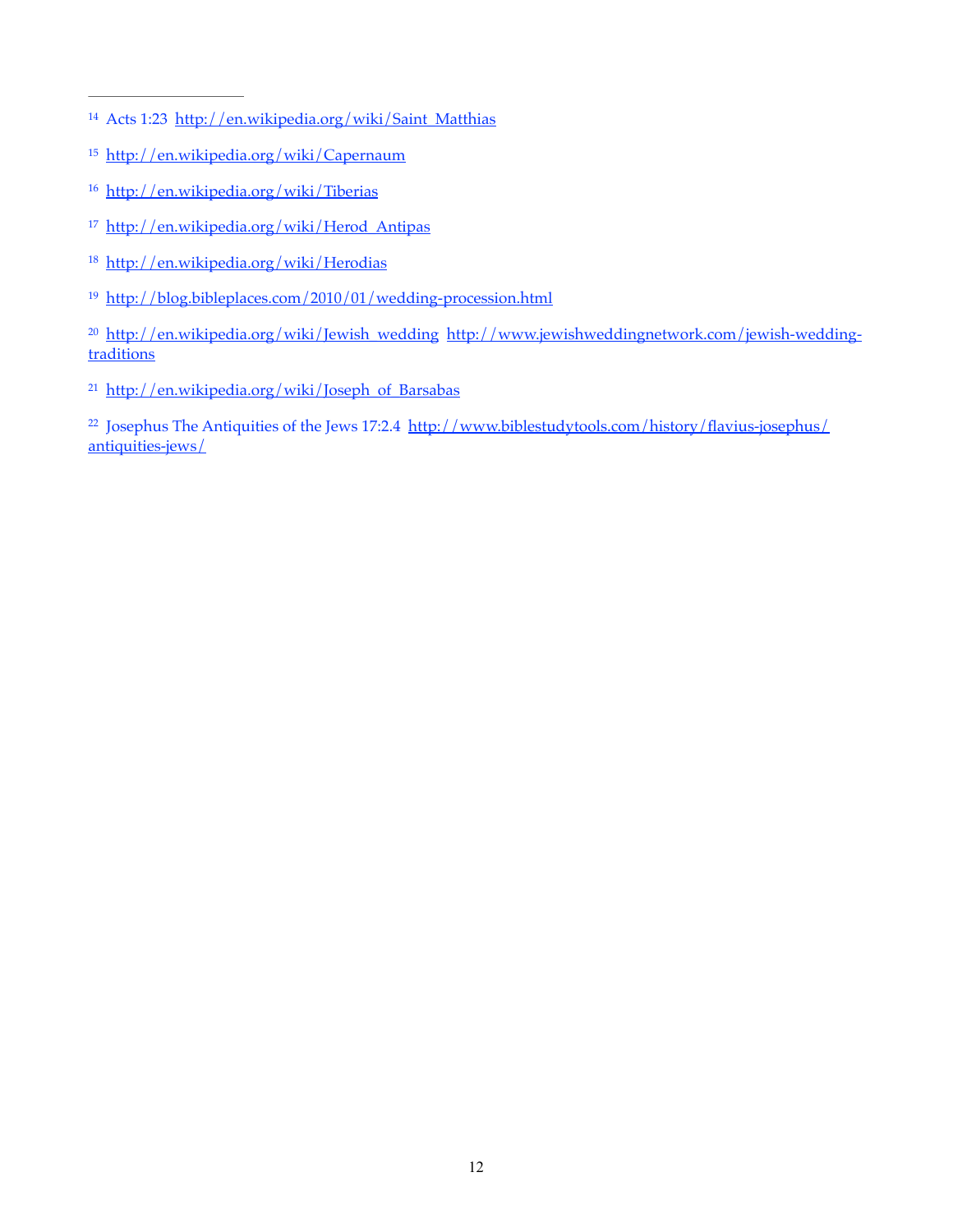[14] Acts 1:23 http://en.wikipedia.org/wiki/Saint_Matthias

[15] http://en.wikipedia.org/wiki/Capernaum

[16] http://en.wikipedia.org/wiki/Tiberias

[17] http://en.wikipedia.org/wiki/Herod_Antipas

[18] http://en.wikipedia.org/wiki/Herodias

[19] http://blog.bibleplaces.com/2010/01/wedding-procession.html

[20] http://en.wikipedia.org/wiki/Jewish_wedding http://www.jewishweddingnetwork.com/jewish-wedding-traditions

[21] http://en.wikipedia.org/wiki/Joseph_of_Barsabas

[22] Josephus The Antiquities of the Jews 17:2.4 http://www.biblestudytools.com/history/flavius-josephus/antiquities-jews/